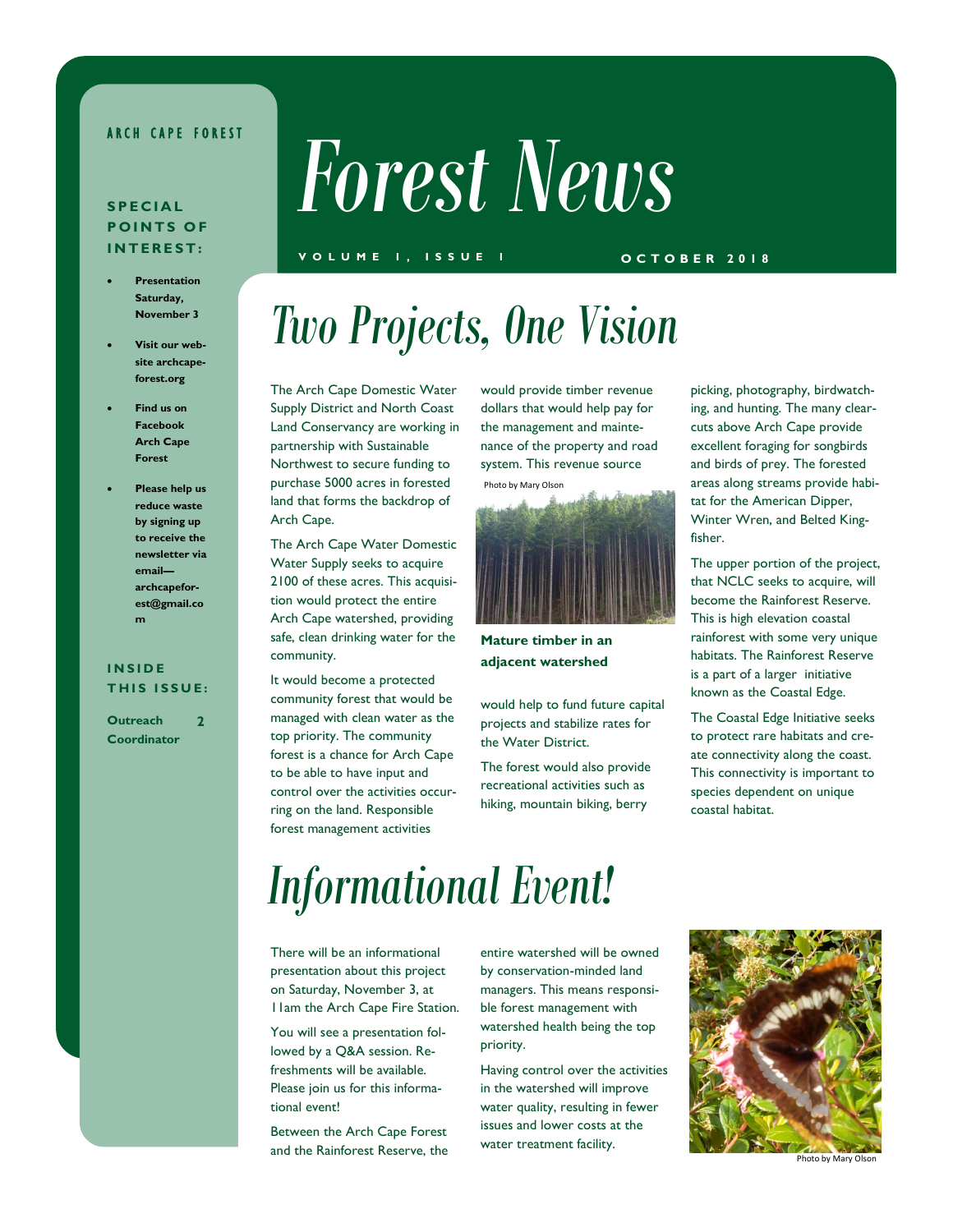ARCH CAPE FOREST

# Forest News

VOLUME 1, ISSUE 1 OCTOBER 2018

**SPECIAL POINTS OF INTEREST:**

- **Presentation Saturday, November 3**
- **Visit our website archcape-forest.org**
- **Find us on Facebook Arch Cape Forest**
- **Please help us reduce waste by signing up to receive the newsletter via email—archcapeforest@gmail.com**

**INSIDE THIS ISSUE:**

**Outreach Coordinator** 2

## Two Projects, One Vision

The Arch Cape Domestic Water Supply District and North Coast Land Conservancy are working in partnership with Sustainable Northwest to secure funding to purchase 5000 acres in forested land that forms the backdrop of Arch Cape.

The Arch Cape Water Domestic Water Supply seeks to acquire 2100 of these acres. This acquisition would protect the entire Arch Cape watershed, providing safe, clean drinking water for the community.

It would become a protected community forest that would be managed with clean water as the top priority. The community forest is a chance for Arch Cape to be able to have input and control over the activities occurring on the land. Responsible forest management activities would provide timber revenue dollars that would help pay for the management and maintenance of the property and road system. This revenue source would help to fund future capital projects and stabilize rates for the Water District.

Photo by Mary Olson

**Mature timber in an adjacent watershed**

The forest would also provide recreational activities such as hiking, mountain biking, berry picking, photography, birdwatching, and hunting. The many clearcuts above Arch Cape provide excellent foraging for songbirds and birds of prey. The forested areas along streams provide habitat for the American Dipper, Winter Wren, and Belted Kingfisher.

The upper portion of the project, that NCLC seeks to acquire, will become the Rainforest Reserve. This is high elevation coastal rainforest with some very unique habitats. The Rainforest Reserve is a part of a larger initiative known as the Coastal Edge.

The Coastal Edge Initiative seeks to protect rare habitats and create connectivity along the coast. This connectivity is important to species dependent on unique coastal habitat.

## Informational Event!

There will be an informational presentation about this project on Saturday, November 3, at 11am the Arch Cape Fire Station.

You will see a presentation followed by a Q&A session. Refreshments will be available. Please join us for this informational event!

Between the Arch Cape Forest and the Rainforest Reserve, the entire watershed will be owned by conservation-minded land managers. This means responsible forest management with watershed health being the top priority.

Having control over the activities in the watershed will improve water quality, resulting in fewer issues and lower costs at the water treatment facility.

Photo by Mary Olson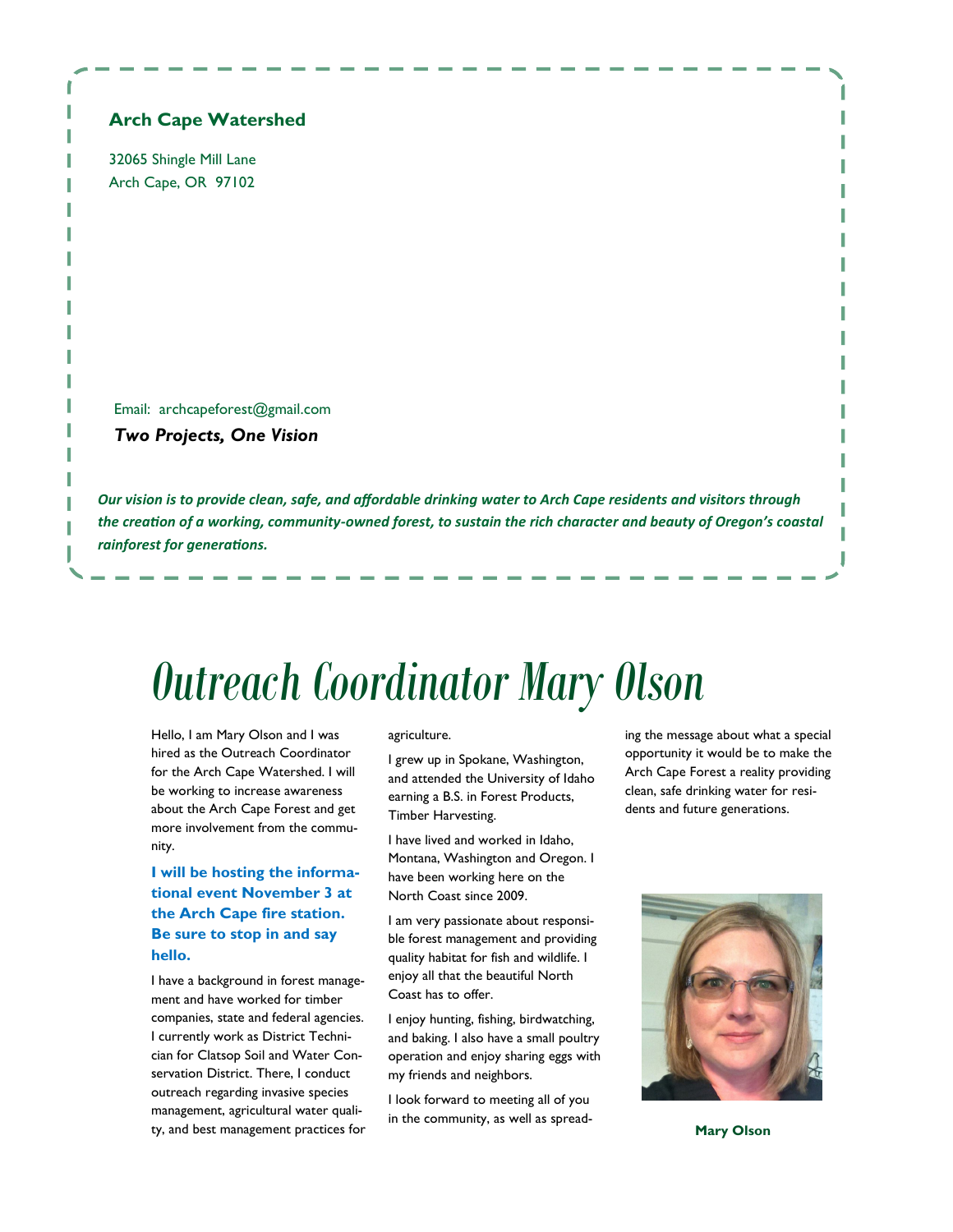**Arch Cape Watershed**

32065 Shingle Mill Lane
Arch Cape, OR 97102

Email: archcapeforest@gmail.com

***Two Projects, One Vision***

***Our vision is to provide clean, safe, and affordable drinking water to Arch Cape residents and visitors through the creation of a working, community-owned forest, to sustain the rich character and beauty of Oregon's coastal rainforest for generations.***

# Outreach Coordinator Mary Olson

Hello, I am Mary Olson and I was hired as the Outreach Coordinator for the Arch Cape Watershed. I will be working to increase awareness about the Arch Cape Forest and get more involvement from the community.

**I will be hosting the informational event November 3 at the Arch Cape fire station. Be sure to stop in and say hello.**

I have a background in forest management and have worked for timber companies, state and federal agencies. I currently work as District Technician for Clatsop Soil and Water Conservation District. There, I conduct outreach regarding invasive species management, agricultural water quality, and best management practices for agriculture.

I grew up in Spokane, Washington, and attended the University of Idaho earning a B.S. in Forest Products, Timber Harvesting.

I have lived and worked in Idaho, Montana, Washington and Oregon. I have been working here on the North Coast since 2009.

I am very passionate about responsible forest management and providing quality habitat for fish and wildlife. I enjoy all that the beautiful North Coast has to offer.

I enjoy hunting, fishing, birdwatching, and baking. I also have a small poultry operation and enjoy sharing eggs with my friends and neighbors.

I look forward to meeting all of you in the community, as well as spreading the message about what a special opportunity it would be to make the Arch Cape Forest a reality providing clean, safe drinking water for residents and future generations.

**Mary Olson**